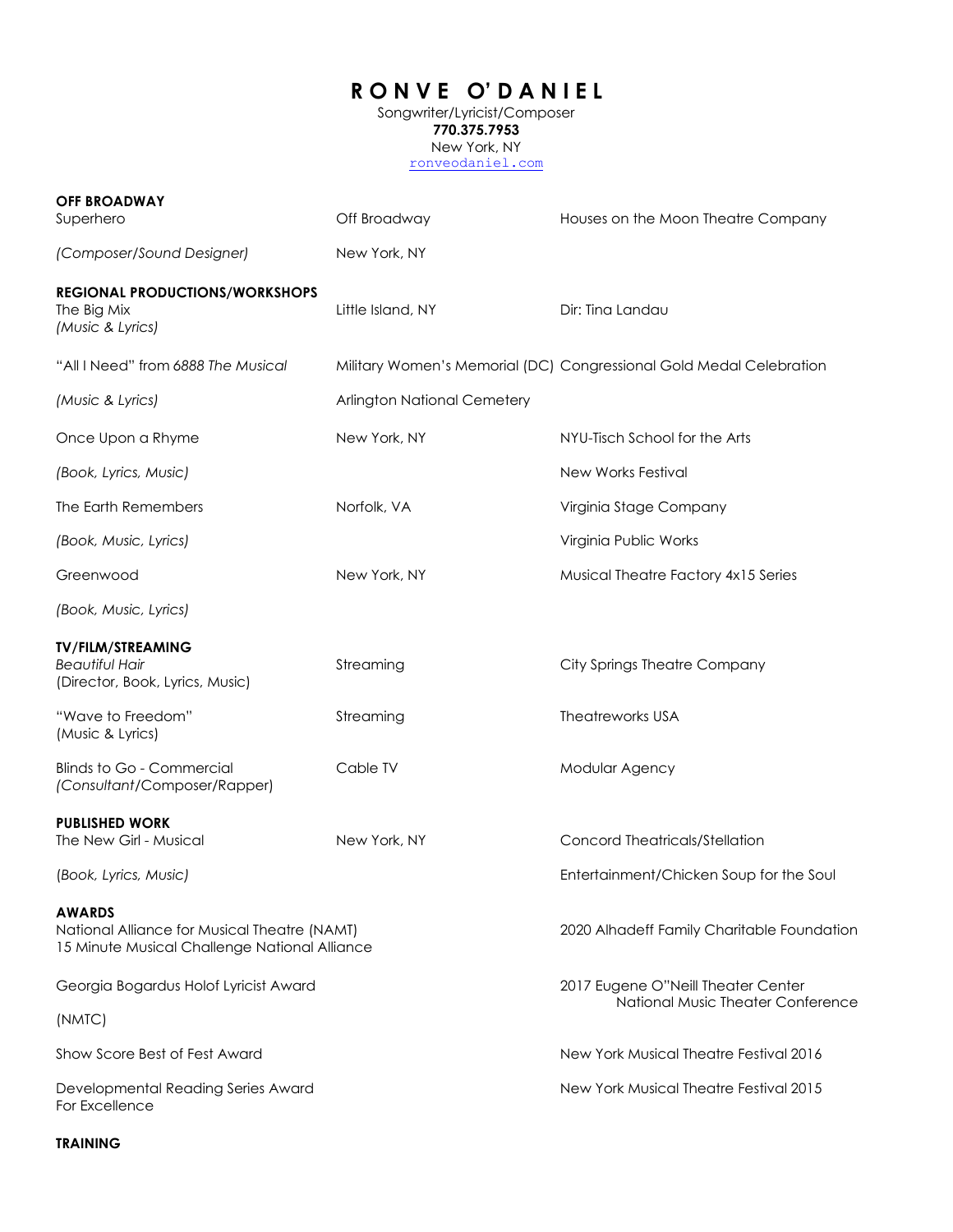# R O N V E   O' D A N I E L

Songwriter/Lyricist/Composer
**770.375.7953**
New York, NY
ronveodaniel.com

## OFF BROADWAY

| | | |
|---|---|---|
| Superhero | Off Broadway | Houses on the Moon Theatre Company |
| *(Composer/Sound Designer)* | New York, NY | |

## REGIONAL PRODUCTIONS/WORKSHOPS

| | | |
|---|---|---|
| The Big Mix *(Music & Lyrics)* | Little Island, NY | Dir: Tina Landau |
| "All I Need" from *6888 The Musical* | Military Women's Memorial (DC) | Congressional Gold Medal Celebration |
| *(Music & Lyrics)* | Arlington National Cemetery | |
| Once Upon a Rhyme | New York, NY | NYU-Tisch School for the Arts |
| *(Book, Lyrics, Music)* | | New Works Festival |
| The Earth Remembers | Norfolk, VA | Virginia Stage Company |
| *(Book, Music, Lyrics)* | | Virginia Public Works |
| Greenwood | New York, NY | Musical Theatre Factory 4x15 Series |
| *(Book, Music, Lyrics)* | | |

## TV/FILM/STREAMING

| | | |
|---|---|---|
| *Beautiful Hair* (Director, Book, Lyrics, Music) | Streaming | City Springs Theatre Company |
| "Wave to Freedom" (Music & Lyrics) | Streaming | Theatreworks USA |
| Blinds to Go - Commercial *(Consultant/Composer/Rapper)* | Cable TV | Modular Agency |

## PUBLISHED WORK

| | | |
|---|---|---|
| The New Girl - Musical | New York, NY | Concord Theatricals/Stellation |
| *(Book, Lyrics, Music)* | | Entertainment/Chicken Soup for the Soul |

## AWARDS

| | |
|---|---|
| National Alliance for Musical Theatre (NAMT) 15 Minute Musical Challenge National Alliance | 2020 Alhadeff Family Charitable Foundation |
| Georgia Bogardus Holof Lyricist Award (NMTC) | 2017 Eugene O"Neill Theater Center National Music Theater Conference |
| Show Score Best of Fest Award | New York Musical Theatre Festival 2016 |
| Developmental Reading Series Award For Excellence | New York Musical Theatre Festival 2015 |

## TRAINING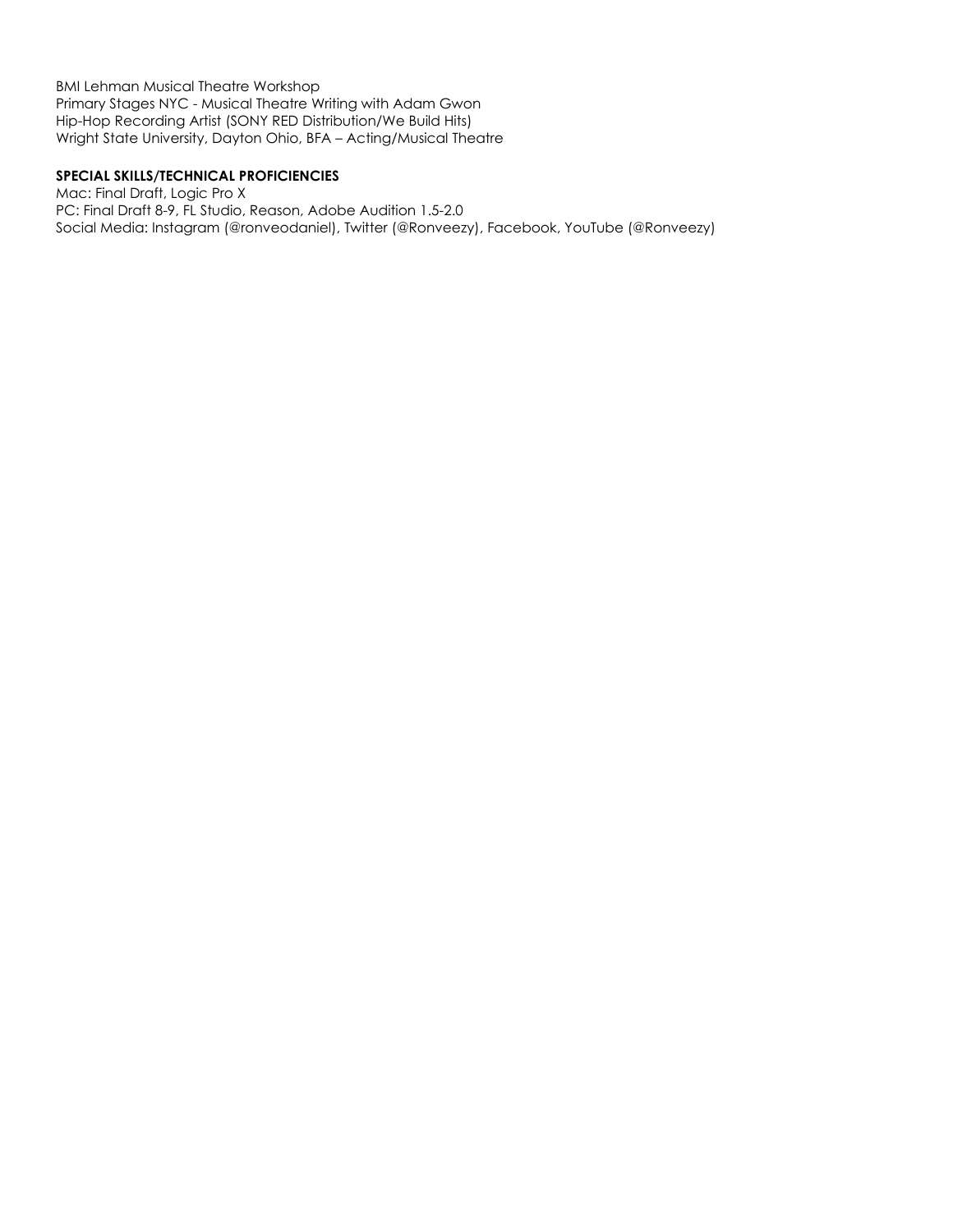BMI Lehman Musical Theatre Workshop
Primary Stages NYC - Musical Theatre Writing with Adam Gwon
Hip-Hop Recording Artist (SONY RED Distribution/We Build Hits)
Wright State University, Dayton Ohio, BFA – Acting/Musical Theatre

**SPECIAL SKILLS/TECHNICAL PROFICIENCIES**

Mac: Final Draft, Logic Pro X
PC: Final Draft 8-9, FL Studio, Reason, Adobe Audition 1.5-2.0
Social Media: Instagram (@ronveodaniel), Twitter (@Ronveezy), Facebook, YouTube (@Ronveezy)